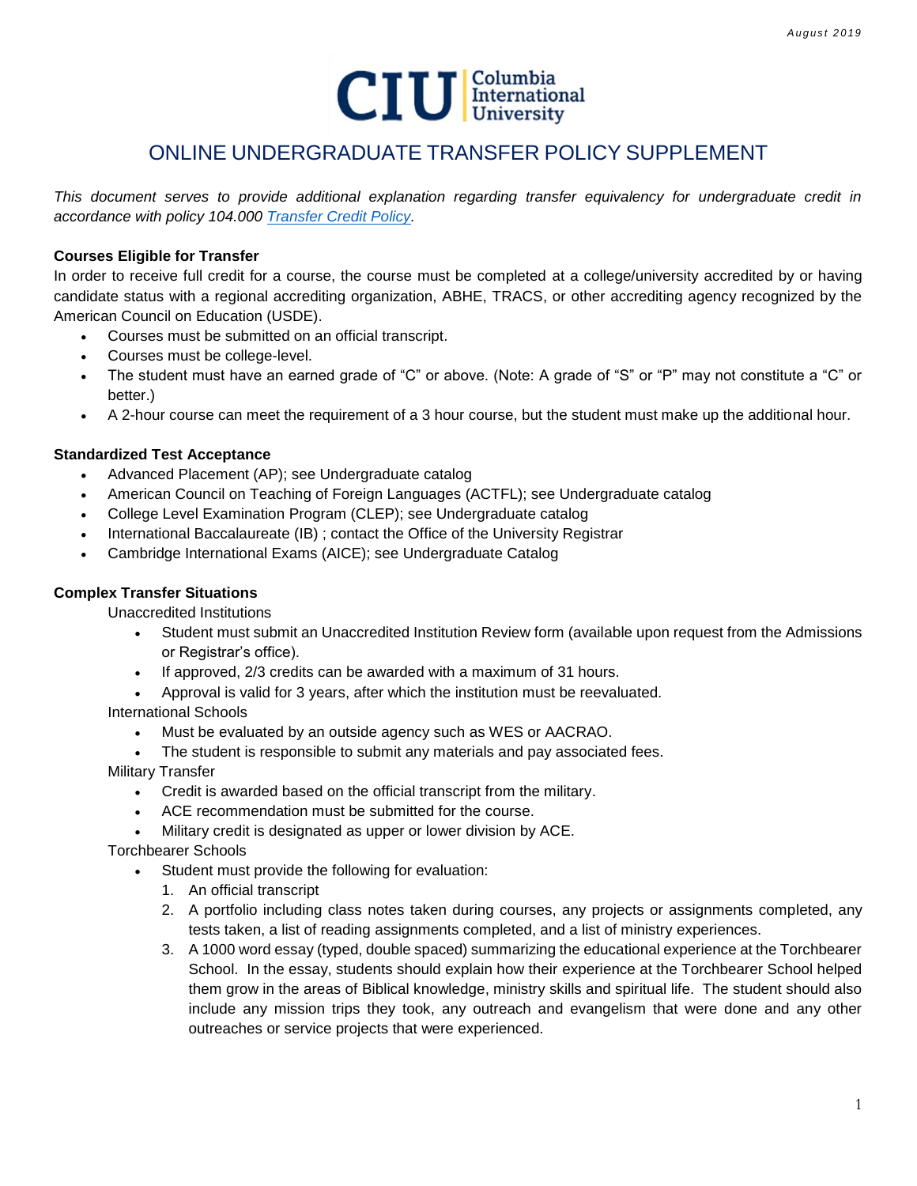# ONLINE UNDERGRADUATE TRANSFER POLICY SUPPLEMENT

*This document serves to provide additional explanation regarding transfer equivalency for undergraduate credit in accordance with policy 104.000 Transfer Credit Policy.*

**Courses Eligible for Transfer**

In order to receive full credit for a course, the course must be completed at a college/university accredited by or having candidate status with a regional accrediting organization, ABHE, TRACS, or other accrediting agency recognized by the American Council on Education (USDE).

- Courses must be submitted on an official transcript.
- Courses must be college-level.
- The student must have an earned grade of "C" or above. (Note: A grade of "S" or "P" may not constitute a "C" or better.)
- A 2-hour course can meet the requirement of a 3 hour course, but the student must make up the additional hour.

**Standardized Test Acceptance**

- Advanced Placement (AP); see Undergraduate catalog
- American Council on Teaching of Foreign Languages (ACTFL); see Undergraduate catalog
- College Level Examination Program (CLEP); see Undergraduate catalog
- International Baccalaureate (IB) ; contact the Office of the University Registrar
- Cambridge International Exams (AICE); see Undergraduate Catalog

**Complex Transfer Situations**

Unaccredited Institutions

- Student must submit an Unaccredited Institution Review form (available upon request from the Admissions or Registrar's office).
- If approved, 2/3 credits can be awarded with a maximum of 31 hours.
- Approval is valid for 3 years, after which the institution must be reevaluated.

International Schools

- Must be evaluated by an outside agency such as WES or AACRAO.
- The student is responsible to submit any materials and pay associated fees.

Military Transfer

- Credit is awarded based on the official transcript from the military.
- ACE recommendation must be submitted for the course.
- Military credit is designated as upper or lower division by ACE.

Torchbearer Schools

- Student must provide the following for evaluation:
  1. An official transcript
  2. A portfolio including class notes taken during courses, any projects or assignments completed, any tests taken, a list of reading assignments completed, and a list of ministry experiences.
  3. A 1000 word essay (typed, double spaced) summarizing the educational experience at the Torchbearer School. In the essay, students should explain how their experience at the Torchbearer School helped them grow in the areas of Biblical knowledge, ministry skills and spiritual life. The student should also include any mission trips they took, any outreach and evangelism that were done and any other outreaches or service projects that were experienced.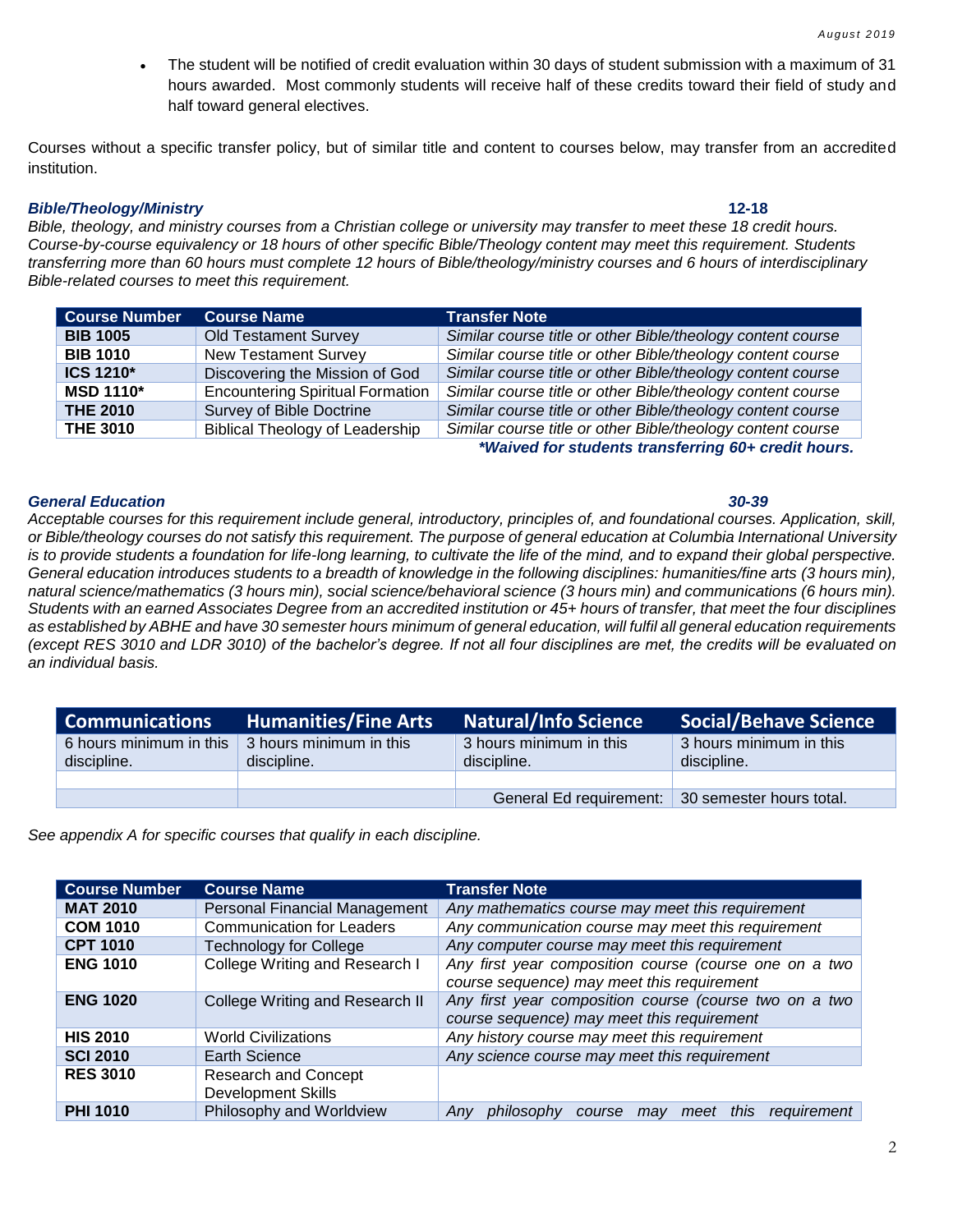- The student will be notified of credit evaluation within 30 days of student submission with a maximum of 31 hours awarded. Most commonly students will receive half of these credits toward their field of study and half toward general electives.

Courses without a specific transfer policy, but of similar title and content to courses below, may transfer from an accredited institution.

***Bible/Theology/Ministry*** **12-18**

*Bible, theology, and ministry courses from a Christian college or university may transfer to meet these 18 credit hours. Course-by-course equivalency or 18 hours of other specific Bible/Theology content may meet this requirement. Students transferring more than 60 hours must complete 12 hours of Bible/theology/ministry courses and 6 hours of interdisciplinary Bible-related courses to meet this requirement.*

| Course Number | Course Name | Transfer Note |
|---|---|---|
| **BIB 1005** | Old Testament Survey | *Similar course title or other Bible/theology content course* |
| **BIB 1010** | New Testament Survey | *Similar course title or other Bible/theology content course* |
| **ICS 1210*** | Discovering the Mission of God | *Similar course title or other Bible/theology content course* |
| **MSD 1110*** | Encountering Spiritual Formation | *Similar course title or other Bible/theology content course* |
| **THE 2010** | Survey of Bible Doctrine | *Similar course title or other Bible/theology content course* |
| **THE 3010** | Biblical Theology of Leadership | *Similar course title or other Bible/theology content course* |

***Waived for students transferring 60+ credit hours.***

***General Education*** ***30-39***

*Acceptable courses for this requirement include general, introductory, principles of, and foundational courses. Application, skill, or Bible/theology courses do not satisfy this requirement. The purpose of general education at Columbia International University is to provide students a foundation for life-long learning, to cultivate the life of the mind, and to expand their global perspective. General education introduces students to a breadth of knowledge in the following disciplines: humanities/fine arts (3 hours min), natural science/mathematics (3 hours min), social science/behavioral science (3 hours min) and communications (6 hours min). Students with an earned Associates Degree from an accredited institution or 45+ hours of transfer, that meet the four disciplines as established by ABHE and have 30 semester hours minimum of general education, will fulfil all general education requirements (except RES 3010 and LDR 3010) of the bachelor's degree. If not all four disciplines are met, the credits will be evaluated on an individual basis.*

| Communications | Humanities/Fine Arts | Natural/Info Science | Social/Behave Science |
|---|---|---|---|
| 6 hours minimum in this discipline. | 3 hours minimum in this discipline. | 3 hours minimum in this discipline. | 3 hours minimum in this discipline. |
| | | | |
| | | General Ed requirement: | 30 semester hours total. |

*See appendix A for specific courses that qualify in each discipline.*

| Course Number | Course Name | Transfer Note |
|---|---|---|
| **MAT 2010** | Personal Financial Management | *Any mathematics course may meet this requirement* |
| **COM 1010** | Communication for Leaders | *Any communication course may meet this requirement* |
| **CPT 1010** | Technology for College | *Any computer course may meet this requirement* |
| **ENG 1010** | College Writing and Research I | *Any first year composition course (course one on a two course sequence) may meet this requirement* |
| **ENG 1020** | College Writing and Research II | *Any first year composition course (course two on a two course sequence) may meet this requirement* |
| **HIS 2010** | World Civilizations | *Any history course may meet this requirement* |
| **SCI 2010** | Earth Science | *Any science course may meet this requirement* |
| **RES 3010** | Research and Concept Development Skills | |
| **PHI 1010** | Philosophy and Worldview | *Any philosophy course may meet this requirement* |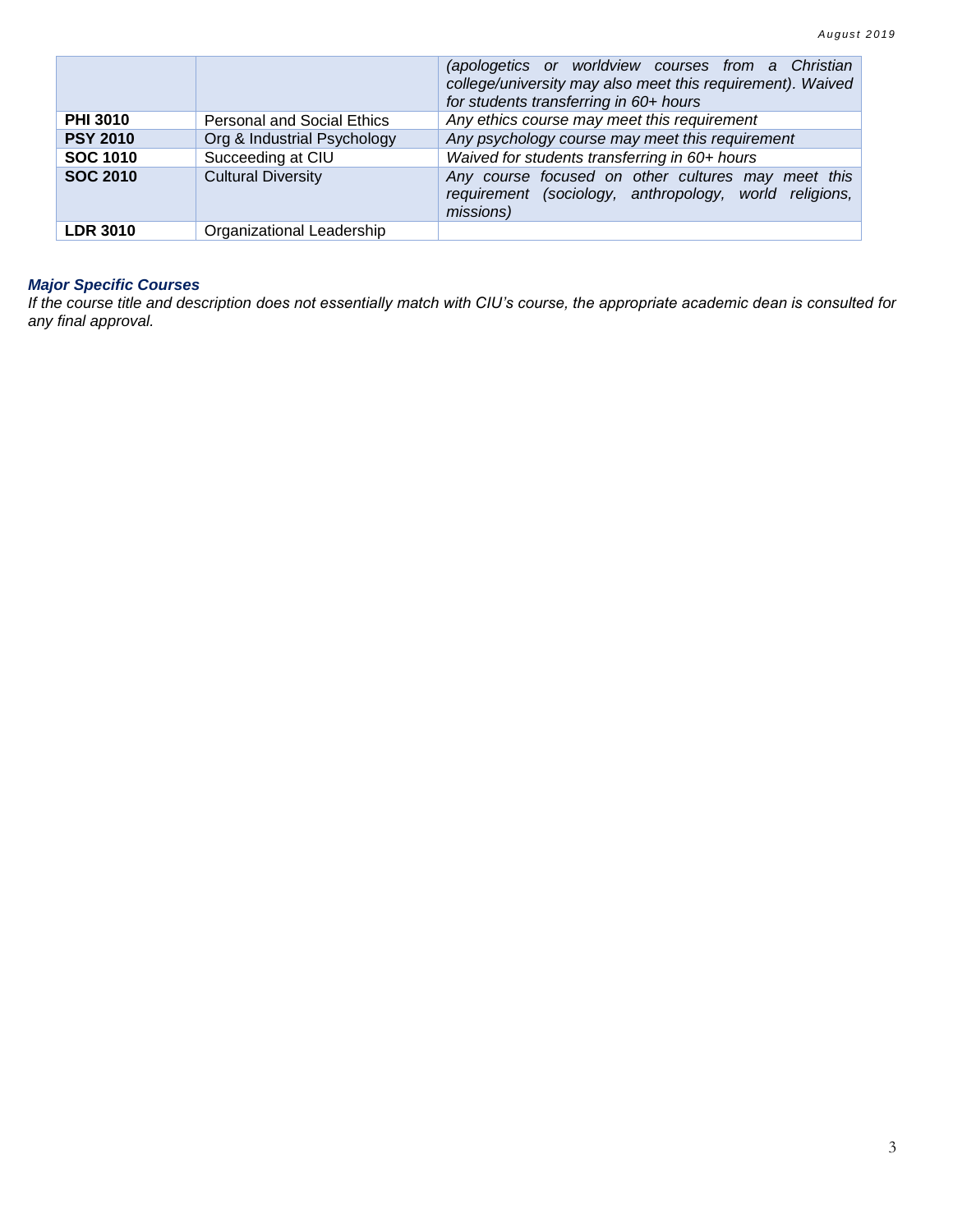| | | |
|---|---|---|
| | | *(apologetics or worldview courses from a Christian college/university may also meet this requirement). Waived for students transferring in 60+ hours* |
| **PHI 3010** | Personal and Social Ethics | *Any ethics course may meet this requirement* |
| **PSY 2010** | Org & Industrial Psychology | *Any psychology course may meet this requirement* |
| **SOC 1010** | Succeeding at CIU | *Waived for students transferring in 60+ hours* |
| **SOC 2010** | Cultural Diversity | *Any course focused on other cultures may meet this requirement (sociology, anthropology, world religions, missions)* |
| **LDR 3010** | Organizational Leadership | |

***Major Specific Courses***

*If the course title and description does not essentially match with CIU's course, the appropriate academic dean is consulted for any final approval.*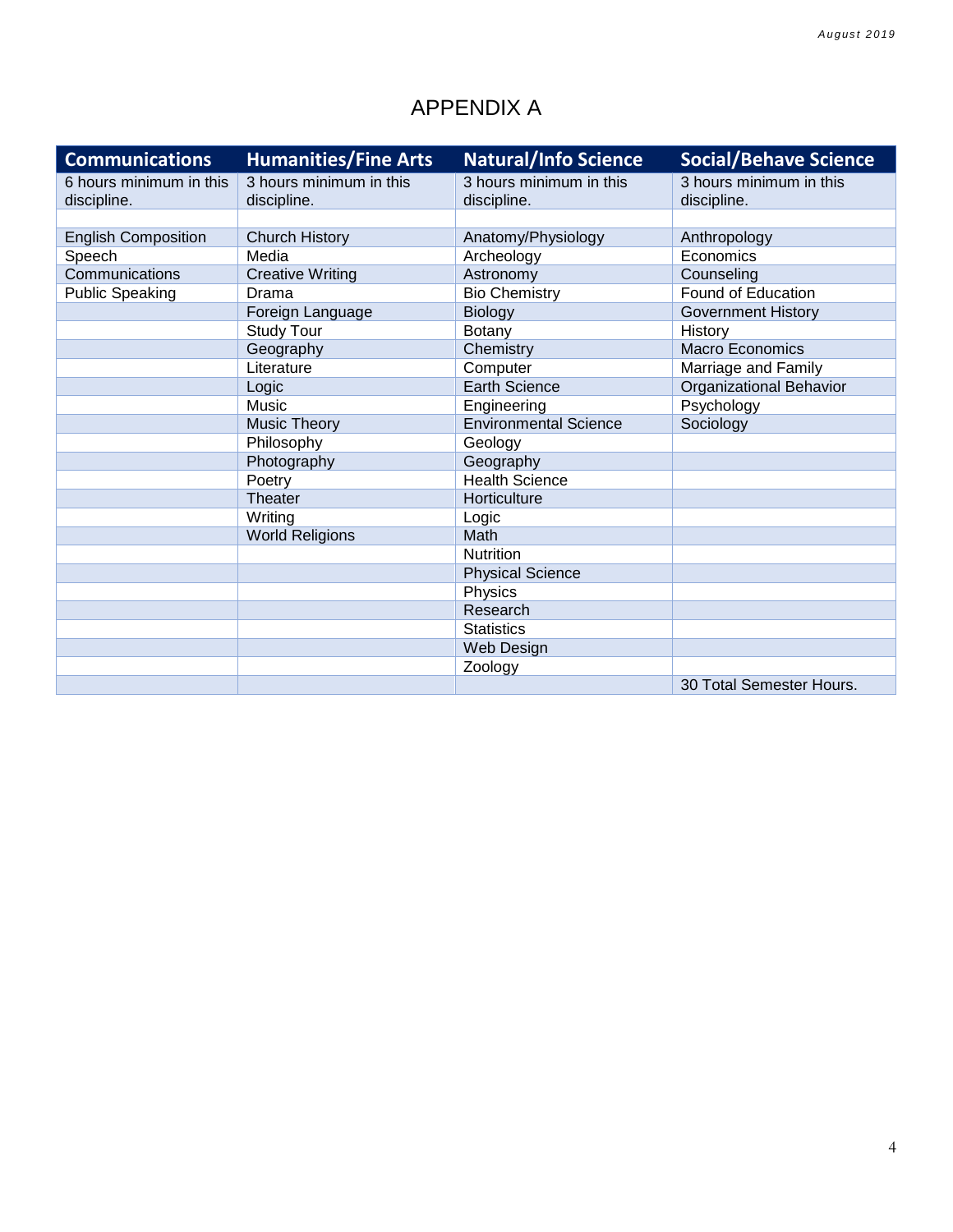# APPENDIX A

| Communications | Humanities/Fine Arts | Natural/Info Science | Social/Behave Science |
|---|---|---|---|
| 6 hours minimum in this discipline. | 3 hours minimum in this discipline. | 3 hours minimum in this discipline. | 3 hours minimum in this discipline. |
| | | | |
| English Composition | Church History | Anatomy/Physiology | Anthropology |
| Speech | Media | Archeology | Economics |
| Communications | Creative Writing | Astronomy | Counseling |
| Public Speaking | Drama | Bio Chemistry | Found of Education |
| | Foreign Language | Biology | Government History |
| | Study Tour | Botany | History |
| | Geography | Chemistry | Macro Economics |
| | Literature | Computer | Marriage and Family |
| | Logic | Earth Science | Organizational Behavior |
| | Music | Engineering | Psychology |
| | Music Theory | Environmental Science | Sociology |
| | Philosophy | Geology | |
| | Photography | Geography | |
| | Poetry | Health Science | |
| | Theater | Horticulture | |
| | Writing | Logic | |
| | World Religions | Math | |
| | | Nutrition | |
| | | Physical Science | |
| | | Physics | |
| | | Research | |
| | | Statistics | |
| | | Web Design | |
| | | Zoology | |
| | | | 30 Total Semester Hours. |